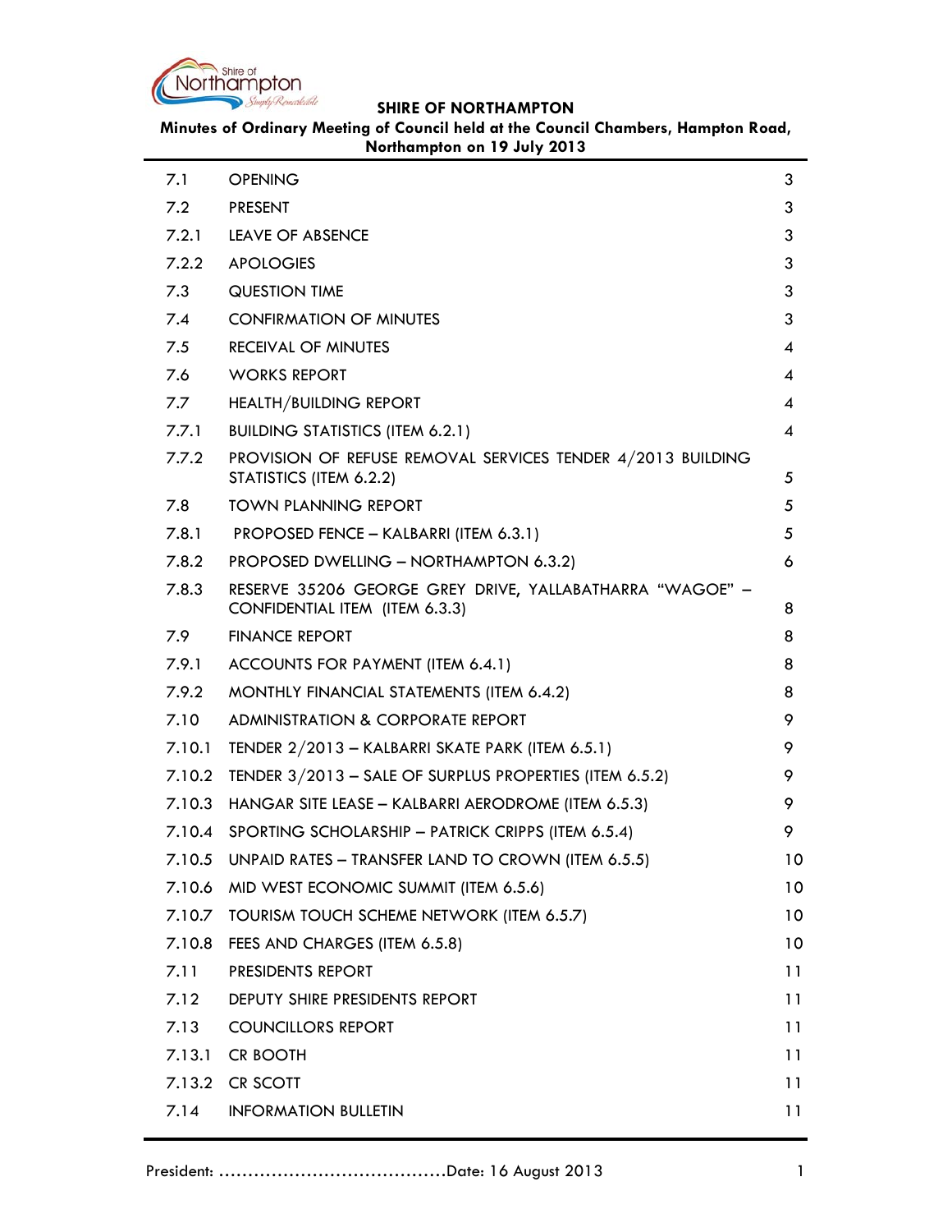**SHIRE OF NORTHAMPTON**

**Minutes of Ordinary Meeting of Council held at the Council Chambers, Hampton Road, Northampton on 19 July 2013**

| | | |
|---|---|---|
| 7.1 | OPENING | 3 |
| 7.2 | PRESENT | 3 |
| 7.2.1 | LEAVE OF ABSENCE | 3 |
| 7.2.2 | APOLOGIES | 3 |
| 7.3 | QUESTION TIME | 3 |
| 7.4 | CONFIRMATION OF MINUTES | 3 |
| 7.5 | RECEIVAL OF MINUTES | 4 |
| 7.6 | WORKS REPORT | 4 |
| 7.7 | HEALTH/BUILDING REPORT | 4 |
| 7.7.1 | BUILDING STATISTICS (ITEM 6.2.1) | 4 |
| 7.7.2 | PROVISION OF REFUSE REMOVAL SERVICES TENDER 4/2013 BUILDING STATISTICS (ITEM 6.2.2) | 5 |
| 7.8 | TOWN PLANNING REPORT | 5 |
| 7.8.1 | PROPOSED FENCE – KALBARRI (ITEM 6.3.1) | 5 |
| 7.8.2 | PROPOSED DWELLING – NORTHAMPTON 6.3.2) | 6 |
| 7.8.3 | RESERVE 35206 GEORGE GREY DRIVE, YALLABATHARRA "WAGOE" – CONFIDENTIAL ITEM (ITEM 6.3.3) | 8 |
| 7.9 | FINANCE REPORT | 8 |
| 7.9.1 | ACCOUNTS FOR PAYMENT (ITEM 6.4.1) | 8 |
| 7.9.2 | MONTHLY FINANCIAL STATEMENTS (ITEM 6.4.2) | 8 |
| 7.10 | ADMINISTRATION & CORPORATE REPORT | 9 |
| 7.10.1 | TENDER 2/2013 – KALBARRI SKATE PARK (ITEM 6.5.1) | 9 |
| 7.10.2 | TENDER 3/2013 – SALE OF SURPLUS PROPERTIES (ITEM 6.5.2) | 9 |
| 7.10.3 | HANGAR SITE LEASE – KALBARRI AERODROME (ITEM 6.5.3) | 9 |
| 7.10.4 | SPORTING SCHOLARSHIP – PATRICK CRIPPS (ITEM 6.5.4) | 9 |
| 7.10.5 | UNPAID RATES – TRANSFER LAND TO CROWN (ITEM 6.5.5) | 10 |
| 7.10.6 | MID WEST ECONOMIC SUMMIT (ITEM 6.5.6) | 10 |
| 7.10.7 | TOURISM TOUCH SCHEME NETWORK (ITEM 6.5.7) | 10 |
| 7.10.8 | FEES AND CHARGES (ITEM 6.5.8) | 10 |
| 7.11 | PRESIDENTS REPORT | 11 |
| 7.12 | DEPUTY SHIRE PRESIDENTS REPORT | 11 |
| 7.13 | COUNCILLORS REPORT | 11 |
| 7.13.1 | CR BOOTH | 11 |
| 7.13.2 | CR SCOTT | 11 |
| 7.14 | INFORMATION BULLETIN | 11 |

President: ………………………………….Date: 16 August 2013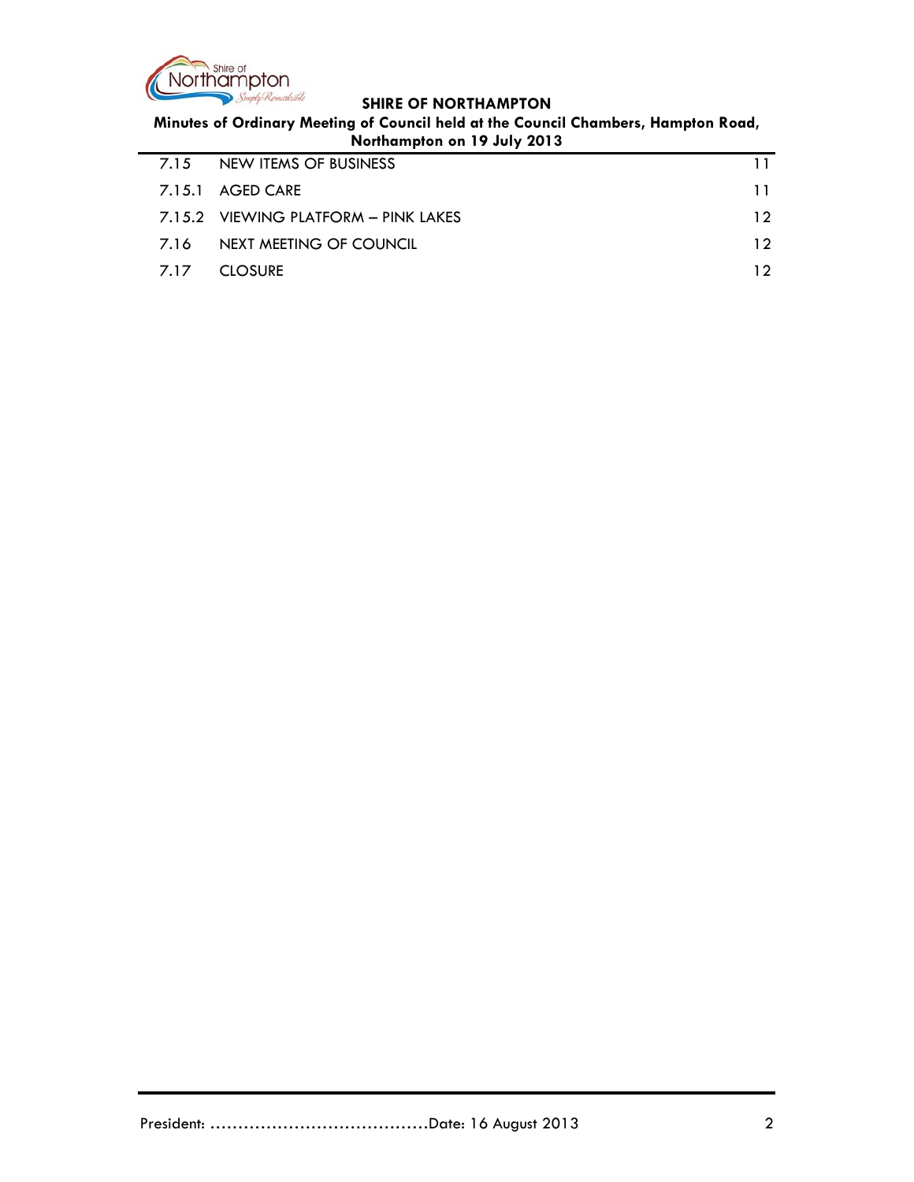| | | |
|---|---|---|
| 7.15 | NEW ITEMS OF BUSINESS | 11 |
| 7.15.1 | AGED CARE | 11 |
| 7.15.2 | VIEWING PLATFORM – PINK LAKES | 12 |
| 7.16 | NEXT MEETING OF COUNCIL | 12 |
| 7.17 | CLOSURE | 12 |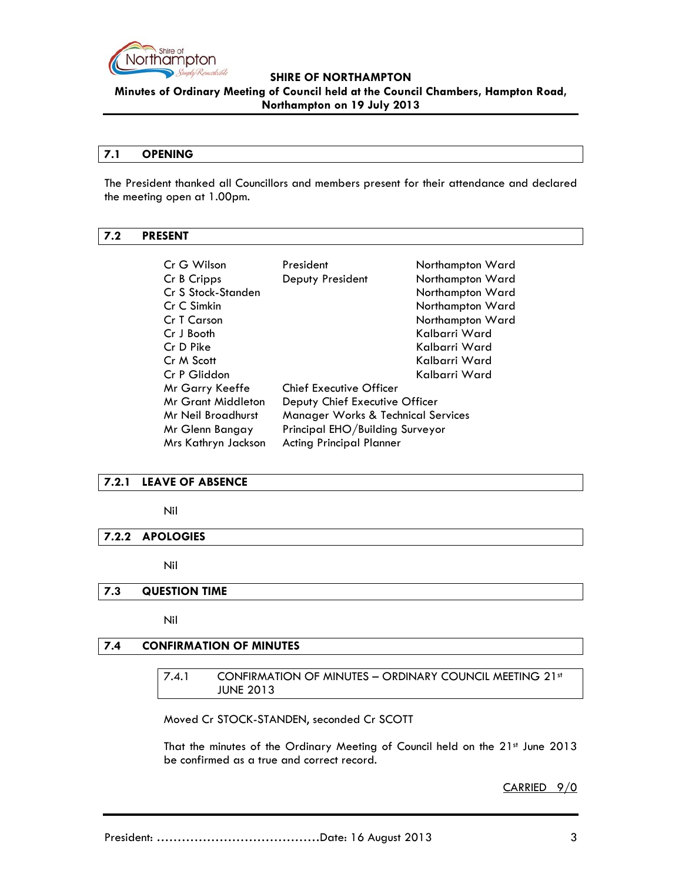## 7.1 OPENING

The President thanked all Councillors and members present for their attendance and declared the meeting open at 1.00pm.

## 7.2 PRESENT

| | | |
|---|---|---|
| Cr G Wilson | President | Northampton Ward |
| Cr B Cripps | Deputy President | Northampton Ward |
| Cr S Stock-Standen | | Northampton Ward |
| Cr C Simkin | | Northampton Ward |
| Cr T Carson | | Northampton Ward |
| Cr J Booth | | Kalbarri Ward |
| Cr D Pike | | Kalbarri Ward |
| Cr M Scott | | Kalbarri Ward |
| Cr P Gliddon | | Kalbarri Ward |
| Mr Garry Keeffe | Chief Executive Officer | |
| Mr Grant Middleton | Deputy Chief Executive Officer | |
| Mr Neil Broadhurst | Manager Works & Technical Services | |
| Mr Glenn Bangay | Principal EHO/Building Surveyor | |
| Mrs Kathryn Jackson | Acting Principal Planner | |

## 7.2.1 LEAVE OF ABSENCE

Nil

## 7.2.2 APOLOGIES

Nil

## 7.3 QUESTION TIME

Nil

## 7.4 CONFIRMATION OF MINUTES

### 7.4.1 CONFIRMATION OF MINUTES – ORDINARY COUNCIL MEETING 21st JUNE 2013

Moved Cr STOCK-STANDEN, seconded Cr SCOTT

That the minutes of the Ordinary Meeting of Council held on the 21st June 2013 be confirmed as a true and correct record.

CARRIED 9/0

President: ……………………………………Date: 16 August 2013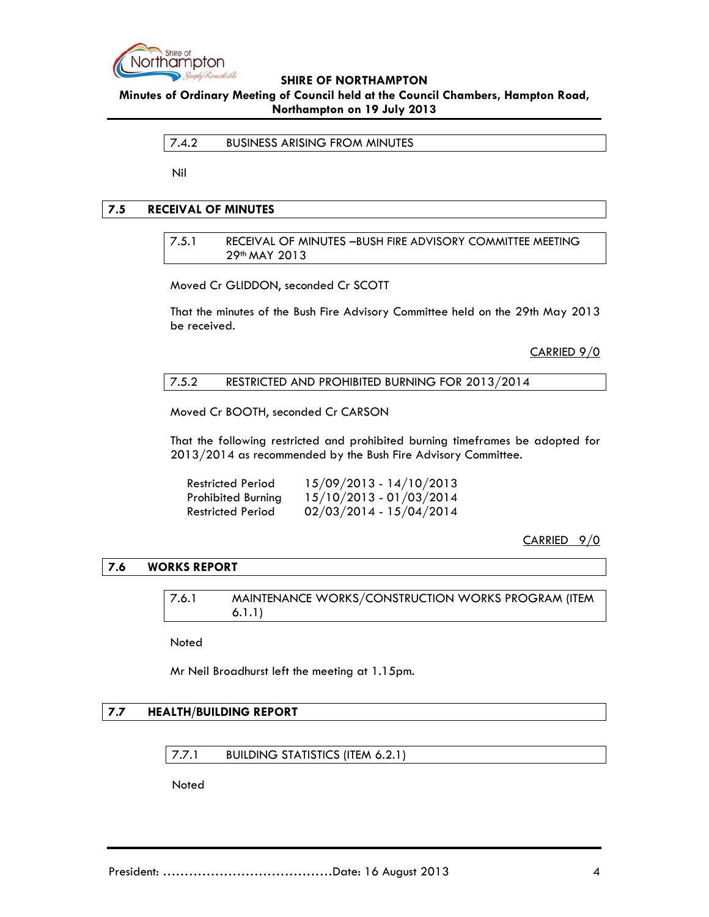### 7.4.2 BUSINESS ARISING FROM MINUTES

Nil

## 7.5 RECEIVAL OF MINUTES

### 7.5.1 RECEIVAL OF MINUTES –BUSH FIRE ADVISORY COMMITTEE MEETING 29th MAY 2013

Moved Cr GLIDDON, seconded Cr SCOTT

That the minutes of the Bush Fire Advisory Committee held on the 29th May 2013 be received.

CARRIED 9/0

### 7.5.2 RESTRICTED AND PROHIBITED BURNING FOR 2013/2014

Moved Cr BOOTH, seconded Cr CARSON

That the following restricted and prohibited burning timeframes be adopted for 2013/2014 as recommended by the Bush Fire Advisory Committee.

| | |
|---|---|
| Restricted Period | 15/09/2013 - 14/10/2013 |
| Prohibited Burning | 15/10/2013 - 01/03/2014 |
| Restricted Period | 02/03/2014 - 15/04/2014 |

CARRIED 9/0

## 7.6 WORKS REPORT

### 7.6.1 MAINTENANCE WORKS/CONSTRUCTION WORKS PROGRAM (ITEM 6.1.1)

Noted

Mr Neil Broadhurst left the meeting at 1.15pm.

## 7.7 HEALTH/BUILDING REPORT

### 7.7.1 BUILDING STATISTICS (ITEM 6.2.1)

Noted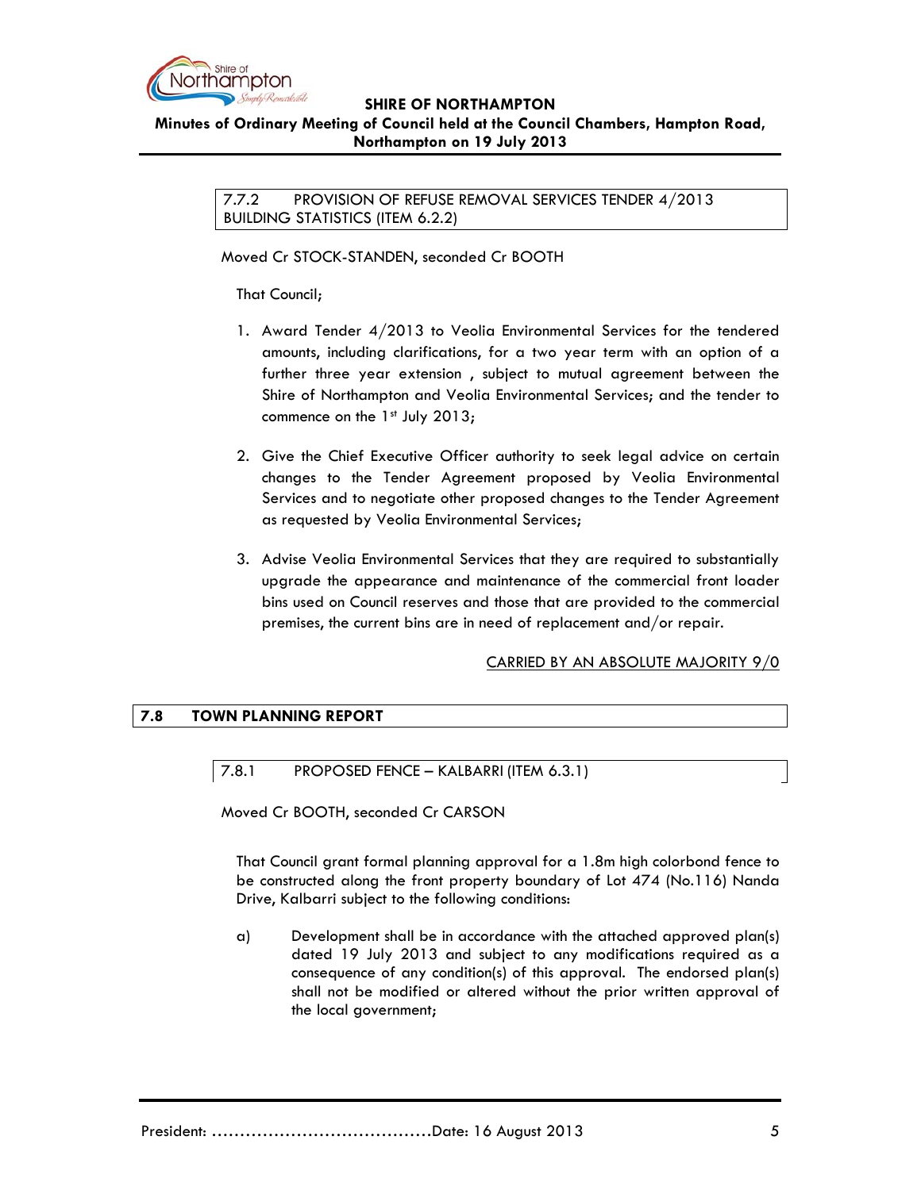### 7.7.2 PROVISION OF REFUSE REMOVAL SERVICES TENDER 4/2013 BUILDING STATISTICS (ITEM 6.2.2)

Moved Cr STOCK-STANDEN, seconded Cr BOOTH

That Council;

1. Award Tender 4/2013 to Veolia Environmental Services for the tendered amounts, including clarifications, for a two year term with an option of a further three year extension , subject to mutual agreement between the Shire of Northampton and Veolia Environmental Services; and the tender to commence on the 1st July 2013;

2. Give the Chief Executive Officer authority to seek legal advice on certain changes to the Tender Agreement proposed by Veolia Environmental Services and to negotiate other proposed changes to the Tender Agreement as requested by Veolia Environmental Services;

3. Advise Veolia Environmental Services that they are required to substantially upgrade the appearance and maintenance of the commercial front loader bins used on Council reserves and those that are provided to the commercial premises, the current bins are in need of replacement and/or repair.

CARRIED BY AN ABSOLUTE MAJORITY 9/0

## 7.8 TOWN PLANNING REPORT

### 7.8.1 PROPOSED FENCE – KALBARRI (ITEM 6.3.1)

Moved Cr BOOTH, seconded Cr CARSON

That Council grant formal planning approval for a 1.8m high colorbond fence to be constructed along the front property boundary of Lot 474 (No.116) Nanda Drive, Kalbarri subject to the following conditions:

a) Development shall be in accordance with the attached approved plan(s) dated 19 July 2013 and subject to any modifications required as a consequence of any condition(s) of this approval. The endorsed plan(s) shall not be modified or altered without the prior written approval of the local government;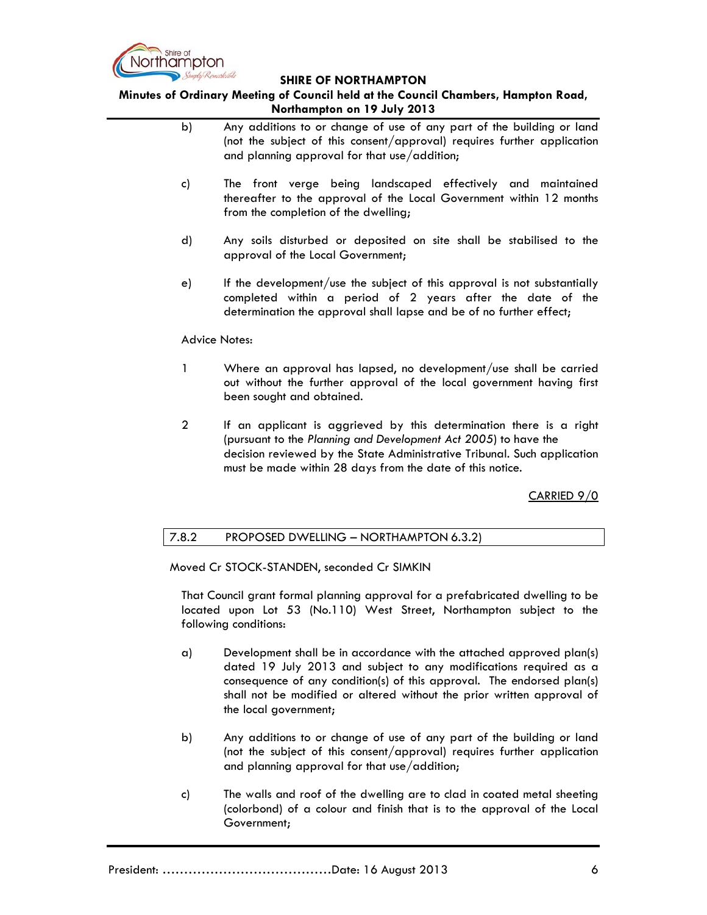b) Any additions to or change of use of any part of the building or land (not the subject of this consent/approval) requires further application and planning approval for that use/addition;

c) The front verge being landscaped effectively and maintained thereafter to the approval of the Local Government within 12 months from the completion of the dwelling;

d) Any soils disturbed or deposited on site shall be stabilised to the approval of the Local Government;

e) If the development/use the subject of this approval is not substantially completed within a period of 2 years after the date of the determination the approval shall lapse and be of no further effect;

Advice Notes:

1 Where an approval has lapsed, no development/use shall be carried out without the further approval of the local government having first been sought and obtained.

2 If an applicant is aggrieved by this determination there is a right (pursuant to the *Planning and Development Act 2005*) to have the decision reviewed by the State Administrative Tribunal. Such application must be made within 28 days from the date of this notice.

CARRIED 9/0

### 7.8.2 PROPOSED DWELLING – NORTHAMPTON 6.3.2)

Moved Cr STOCK-STANDEN, seconded Cr SIMKIN

That Council grant formal planning approval for a prefabricated dwelling to be located upon Lot 53 (No.110) West Street, Northampton subject to the following conditions:

a) Development shall be in accordance with the attached approved plan(s) dated 19 July 2013 and subject to any modifications required as a consequence of any condition(s) of this approval. The endorsed plan(s) shall not be modified or altered without the prior written approval of the local government;

b) Any additions to or change of use of any part of the building or land (not the subject of this consent/approval) requires further application and planning approval for that use/addition;

c) The walls and roof of the dwelling are to clad in coated metal sheeting (colorbond) of a colour and finish that is to the approval of the Local Government;

President: ......................................Date: 16 August 2013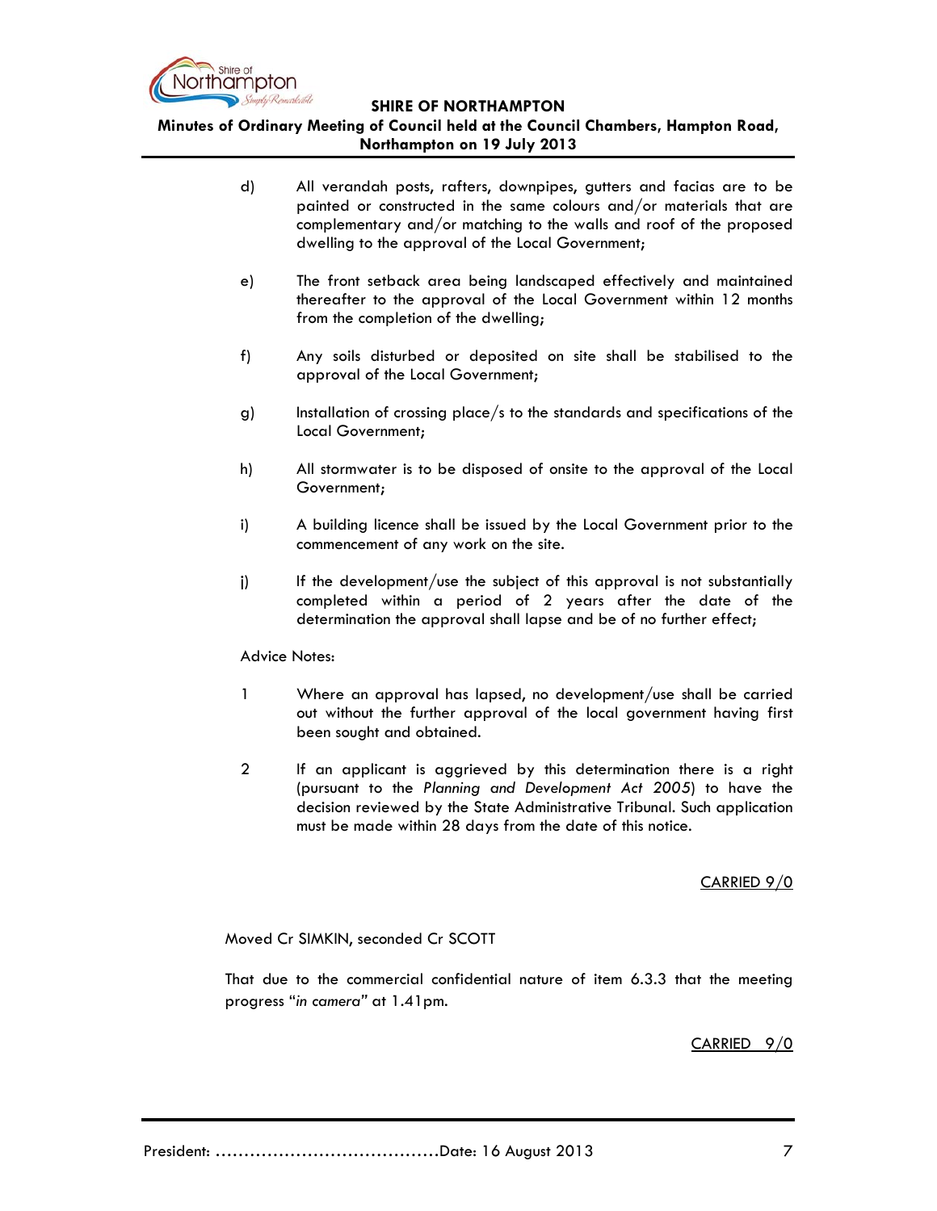d) All verandah posts, rafters, downpipes, gutters and facias are to be painted or constructed in the same colours and/or materials that are complementary and/or matching to the walls and roof of the proposed dwelling to the approval of the Local Government;

e) The front setback area being landscaped effectively and maintained thereafter to the approval of the Local Government within 12 months from the completion of the dwelling;

f) Any soils disturbed or deposited on site shall be stabilised to the approval of the Local Government;

g) Installation of crossing place/s to the standards and specifications of the Local Government;

h) All stormwater is to be disposed of onsite to the approval of the Local Government;

i) A building licence shall be issued by the Local Government prior to the commencement of any work on the site.

j) If the development/use the subject of this approval is not substantially completed within a period of 2 years after the date of the determination the approval shall lapse and be of no further effect;

Advice Notes:

1 Where an approval has lapsed, no development/use shall be carried out without the further approval of the local government having first been sought and obtained.

2 If an applicant is aggrieved by this determination there is a right (pursuant to the *Planning and Development Act 2005*) to have the decision reviewed by the State Administrative Tribunal. Such application must be made within 28 days from the date of this notice.

<u>CARRIED 9/0</u>

Moved Cr SIMKIN, seconded Cr SCOTT

That due to the commercial confidential nature of item 6.3.3 that the meeting progress "*in camera*" at 1.41pm.

<u>CARRIED 9/0</u>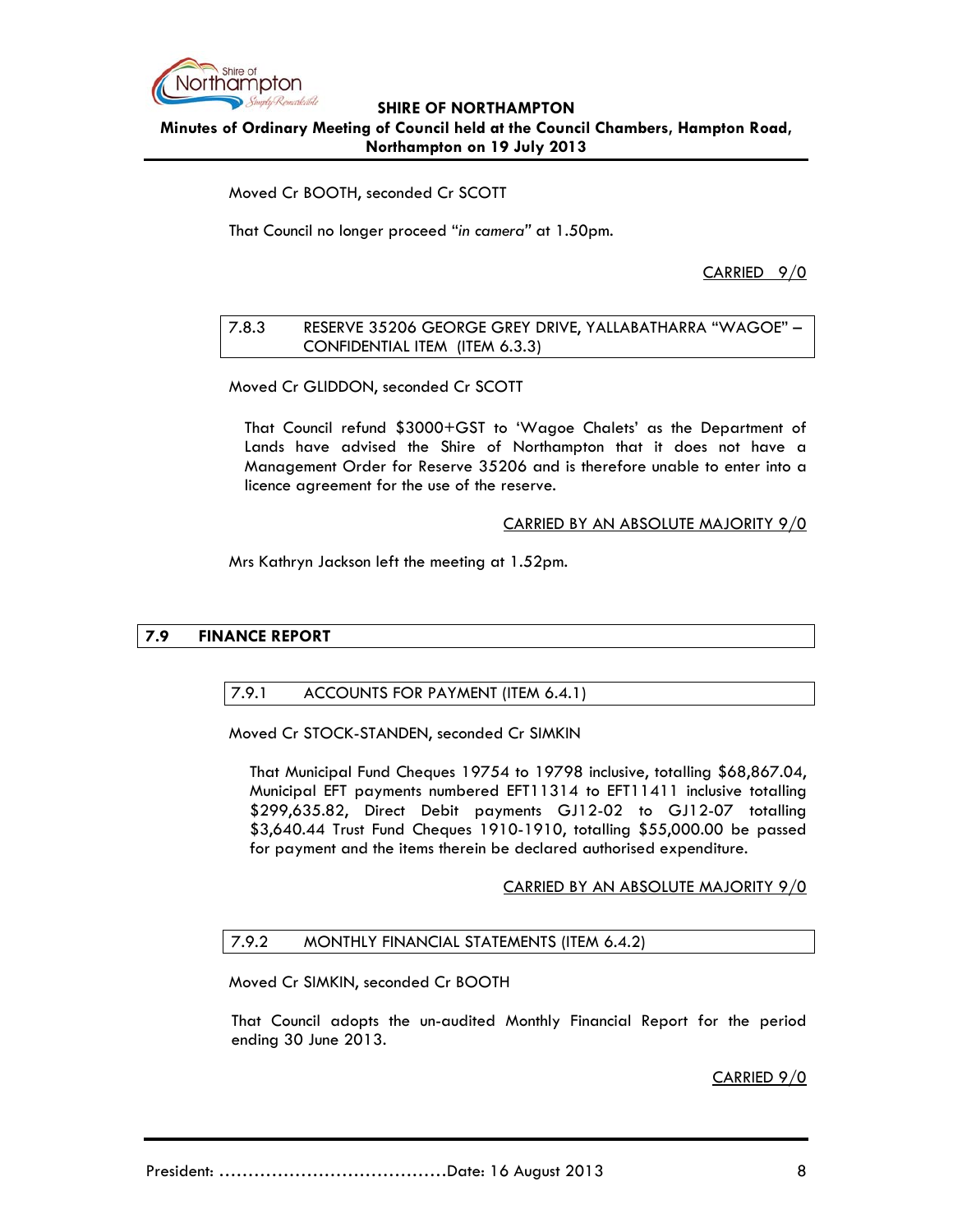Moved Cr BOOTH, seconded Cr SCOTT

That Council no longer proceed "*in camera*" at 1.50pm.

CARRIED 9/0

### 7.8.3 RESERVE 35206 GEORGE GREY DRIVE, YALLABATHARRA "WAGOE" – CONFIDENTIAL ITEM (ITEM 6.3.3)

Moved Cr GLIDDON, seconded Cr SCOTT

That Council refund $3000+GST to 'Wagoe Chalets' as the Department of Lands have advised the Shire of Northampton that it does not have a Management Order for Reserve 35206 and is therefore unable to enter into a licence agreement for the use of the reserve.

CARRIED BY AN ABSOLUTE MAJORITY 9/0

Mrs Kathryn Jackson left the meeting at 1.52pm.

## 7.9 FINANCE REPORT

### 7.9.1 ACCOUNTS FOR PAYMENT (ITEM 6.4.1)

Moved Cr STOCK-STANDEN, seconded Cr SIMKIN

That Municipal Fund Cheques 19754 to 19798 inclusive, totalling $68,867.04, Municipal EFT payments numbered EFT11314 to EFT11411 inclusive totalling $299,635.82, Direct Debit payments GJ12-02 to GJ12-07 totalling $3,640.44 Trust Fund Cheques 1910-1910, totalling $55,000.00 be passed for payment and the items therein be declared authorised expenditure.

CARRIED BY AN ABSOLUTE MAJORITY 9/0

### 7.9.2 MONTHLY FINANCIAL STATEMENTS (ITEM 6.4.2)

Moved Cr SIMKIN, seconded Cr BOOTH

That Council adopts the un-audited Monthly Financial Report for the period ending 30 June 2013.

CARRIED 9/0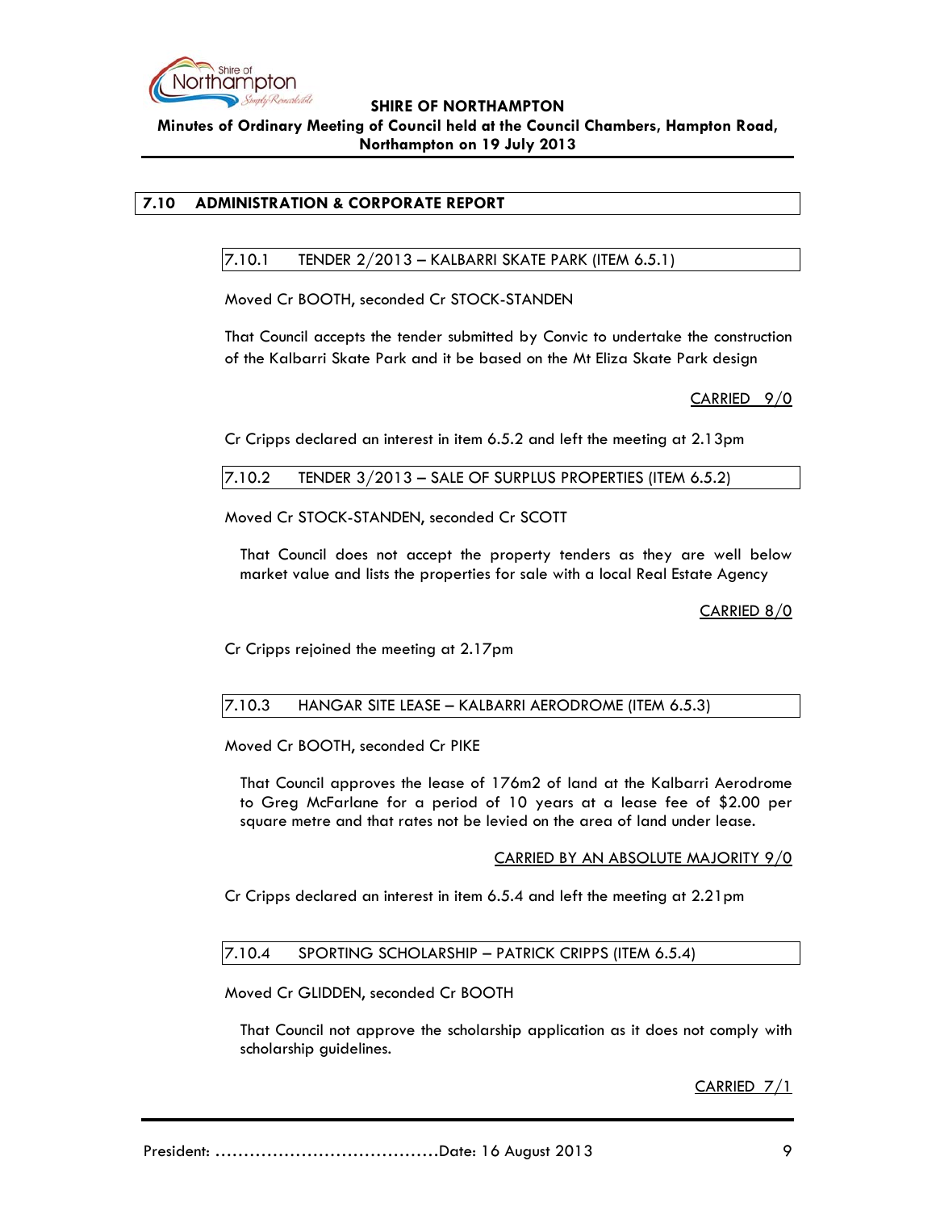## 7.10 ADMINISTRATION & CORPORATE REPORT

### 7.10.1 TENDER 2/2013 – KALBARRI SKATE PARK (ITEM 6.5.1)

Moved Cr BOOTH, seconded Cr STOCK-STANDEN

That Council accepts the tender submitted by Convic to undertake the construction of the Kalbarri Skate Park and it be based on the Mt Eliza Skate Park design

CARRIED 9/0

Cr Cripps declared an interest in item 6.5.2 and left the meeting at 2.13pm

### 7.10.2 TENDER 3/2013 – SALE OF SURPLUS PROPERTIES (ITEM 6.5.2)

Moved Cr STOCK-STANDEN, seconded Cr SCOTT

That Council does not accept the property tenders as they are well below market value and lists the properties for sale with a local Real Estate Agency

CARRIED 8/0

Cr Cripps rejoined the meeting at 2.17pm

### 7.10.3 HANGAR SITE LEASE – KALBARRI AERODROME (ITEM 6.5.3)

Moved Cr BOOTH, seconded Cr PIKE

That Council approves the lease of 176m2 of land at the Kalbarri Aerodrome to Greg McFarlane for a period of 10 years at a lease fee of $2.00 per square metre and that rates not be levied on the area of land under lease.

CARRIED BY AN ABSOLUTE MAJORITY 9/0

Cr Cripps declared an interest in item 6.5.4 and left the meeting at 2.21pm

### 7.10.4 SPORTING SCHOLARSHIP – PATRICK CRIPPS (ITEM 6.5.4)

Moved Cr GLIDDEN, seconded Cr BOOTH

That Council not approve the scholarship application as it does not comply with scholarship guidelines.

CARRIED 7/1

President: …………………………………Date: 16 August 2013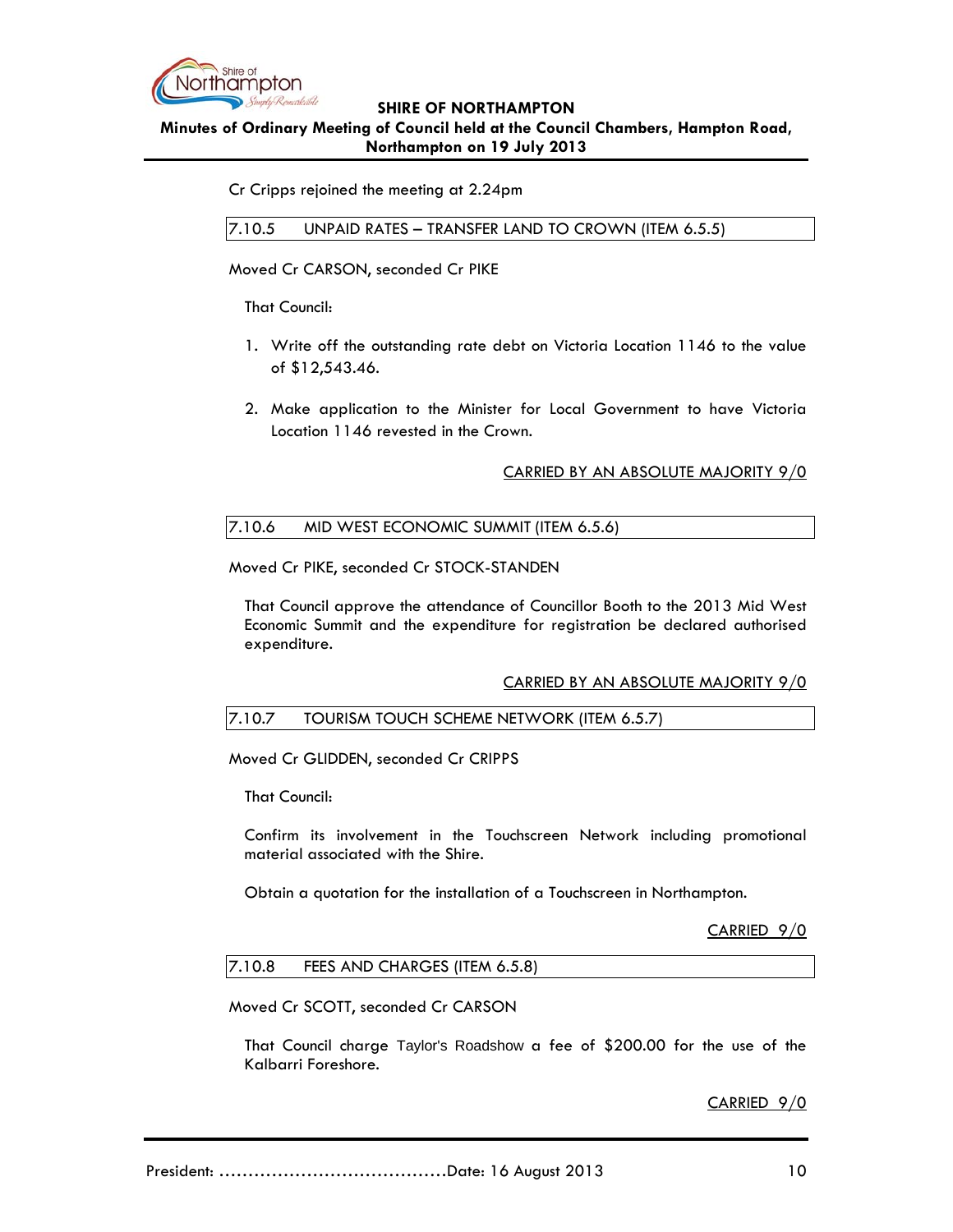Cr Cripps rejoined the meeting at 2.24pm

### 7.10.5 UNPAID RATES – TRANSFER LAND TO CROWN (ITEM 6.5.5)

Moved Cr CARSON, seconded Cr PIKE

That Council:

1. Write off the outstanding rate debt on Victoria Location 1146 to the value of $12,543.46.
2. Make application to the Minister for Local Government to have Victoria Location 1146 revested in the Crown.

CARRIED BY AN ABSOLUTE MAJORITY 9/0

### 7.10.6 MID WEST ECONOMIC SUMMIT (ITEM 6.5.6)

Moved Cr PIKE, seconded Cr STOCK-STANDEN

That Council approve the attendance of Councillor Booth to the 2013 Mid West Economic Summit and the expenditure for registration be declared authorised expenditure.

CARRIED BY AN ABSOLUTE MAJORITY 9/0

### 7.10.7 TOURISM TOUCH SCHEME NETWORK (ITEM 6.5.7)

Moved Cr GLIDDEN, seconded Cr CRIPPS

That Council:

Confirm its involvement in the Touchscreen Network including promotional material associated with the Shire.

Obtain a quotation for the installation of a Touchscreen in Northampton.

CARRIED 9/0

### 7.10.8 FEES AND CHARGES (ITEM 6.5.8)

Moved Cr SCOTT, seconded Cr CARSON

That Council charge Taylor's Roadshow a fee of $200.00 for the use of the Kalbarri Foreshore.

CARRIED 9/0

President: ......................................Date: 16 August 2013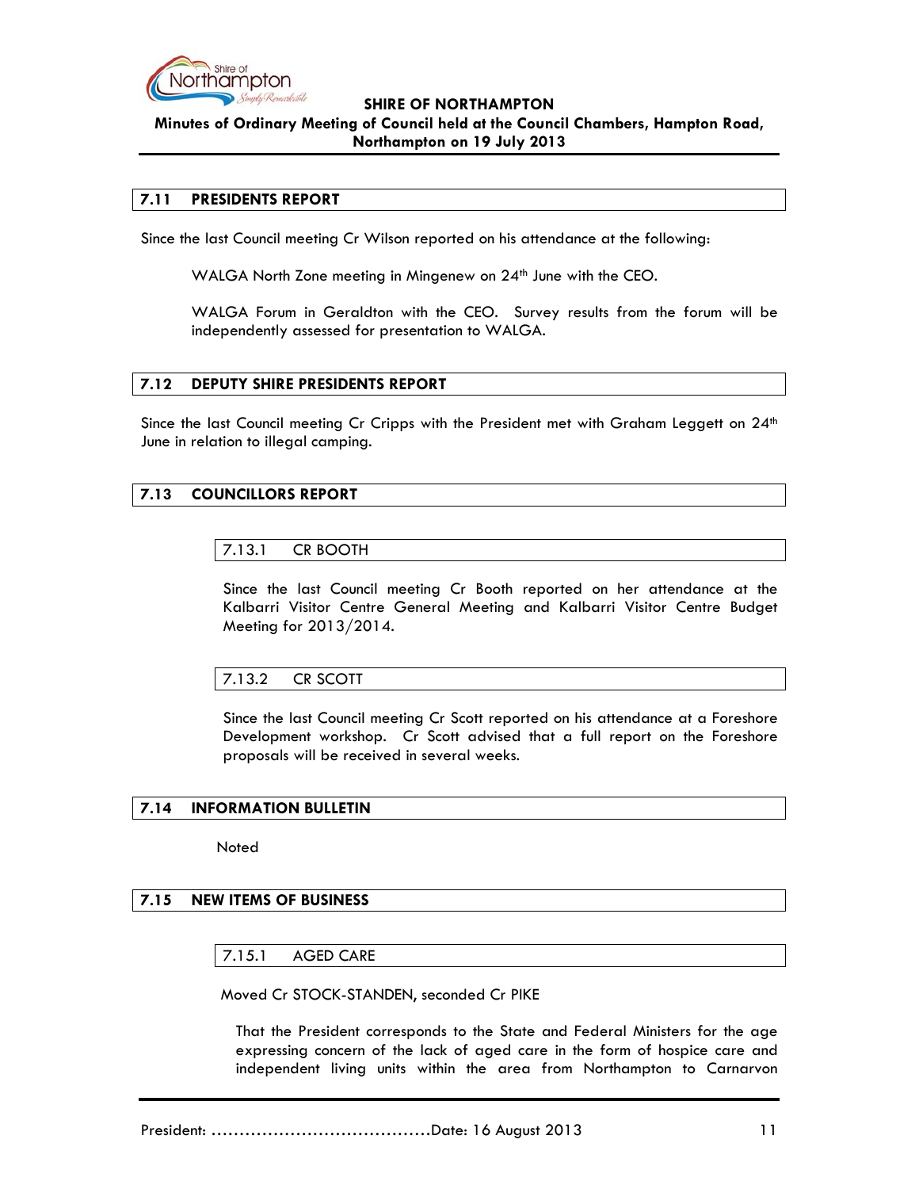## 7.11 PRESIDENTS REPORT

Since the last Council meeting Cr Wilson reported on his attendance at the following:

WALGA North Zone meeting in Mingenew on 24th June with the CEO.

WALGA Forum in Geraldton with the CEO. Survey results from the forum will be independently assessed for presentation to WALGA.

## 7.12 DEPUTY SHIRE PRESIDENTS REPORT

Since the last Council meeting Cr Cripps with the President met with Graham Leggett on 24th June in relation to illegal camping.

## 7.13 COUNCILLORS REPORT

### 7.13.1 CR BOOTH

Since the last Council meeting Cr Booth reported on her attendance at the Kalbarri Visitor Centre General Meeting and Kalbarri Visitor Centre Budget Meeting for 2013/2014.

### 7.13.2 CR SCOTT

Since the last Council meeting Cr Scott reported on his attendance at a Foreshore Development workshop. Cr Scott advised that a full report on the Foreshore proposals will be received in several weeks.

## 7.14 INFORMATION BULLETIN

Noted

## 7.15 NEW ITEMS OF BUSINESS

### 7.15.1 AGED CARE

Moved Cr STOCK-STANDEN, seconded Cr PIKE

That the President corresponds to the State and Federal Ministers for the age expressing concern of the lack of aged care in the form of hospice care and independent living units within the area from Northampton to Carnarvon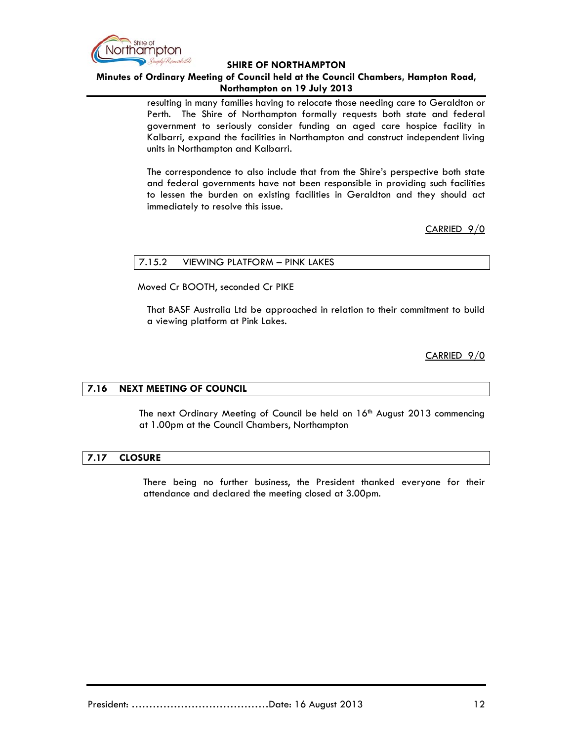resulting in many families having to relocate those needing care to Geraldton or Perth. The Shire of Northampton formally requests both state and federal government to seriously consider funding an aged care hospice facility in Kalbarri, expand the facilities in Northampton and construct independent living units in Northampton and Kalbarri.

The correspondence to also include that from the Shire's perspective both state and federal governments have not been responsible in providing such facilities to lessen the burden on existing facilities in Geraldton and they should act immediately to resolve this issue.

CARRIED 9/0

### 7.15.2 VIEWING PLATFORM – PINK LAKES

Moved Cr BOOTH, seconded Cr PIKE

That BASF Australia Ltd be approached in relation to their commitment to build a viewing platform at Pink Lakes.

CARRIED 9/0

## 7.16 NEXT MEETING OF COUNCIL

The next Ordinary Meeting of Council be held on 16th August 2013 commencing at 1.00pm at the Council Chambers, Northampton

## 7.17 CLOSURE

There being no further business, the President thanked everyone for their attendance and declared the meeting closed at 3.00pm.

President: ……………………………………Date: 16 August 2013